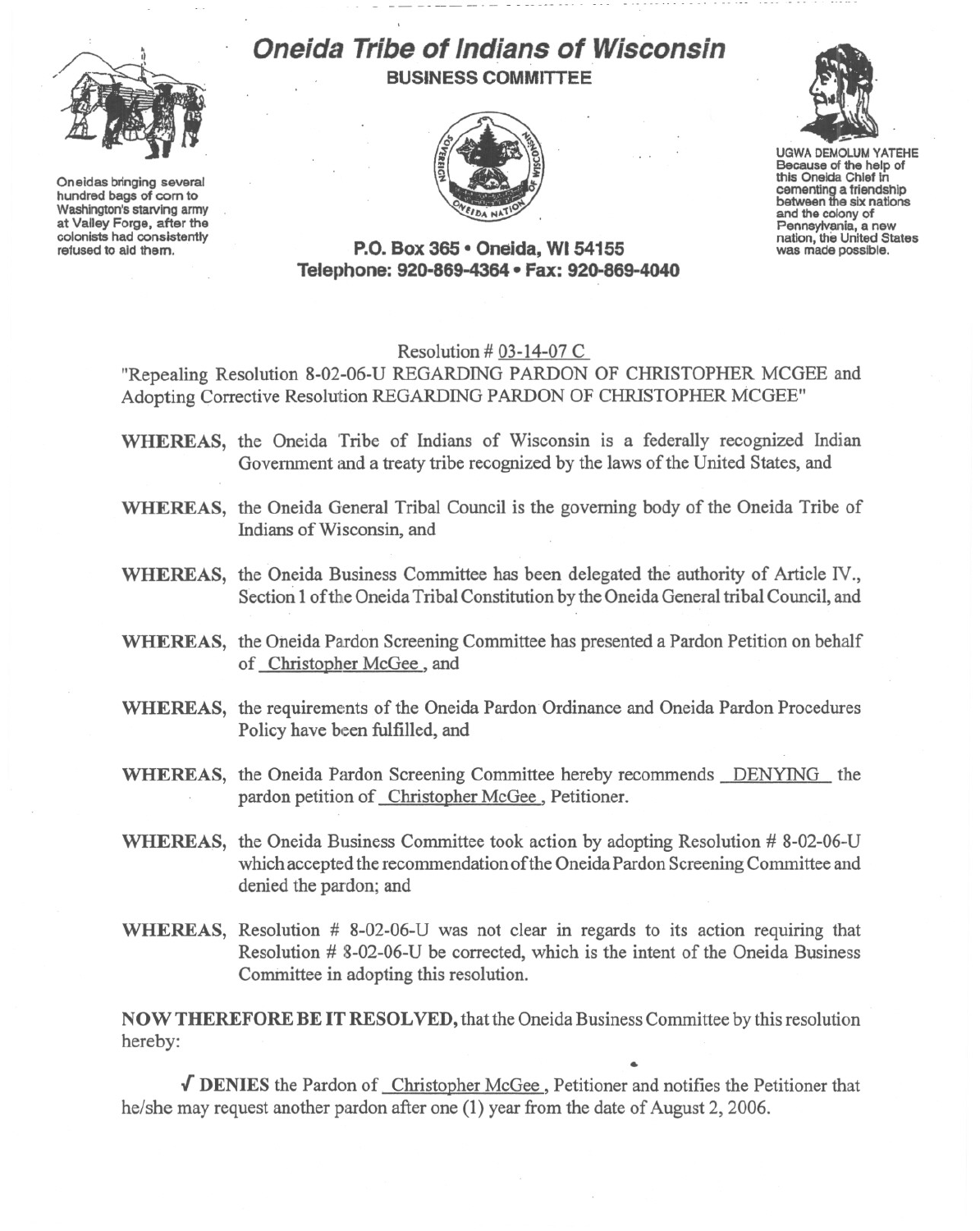# Oneida Tribe of Indians of Wisconsin

## BUSINESS COMMITTEE

Oneidas bringing several hundred bags of corn to Washington's starving army at Valley Forge, after the colonists had consistently refused to aid them.

UGWA DEMOLUM YATEHE Because of the help of this Oneida Chief in cementing a friendship between the six nations and the colony of Pennsylvania, a new nation, the United States was made possible.

**P.O. Box 365 • Oneida, WI 54155**
**Telephone: 920-869-4364 • Fax: 920-869-4040**

Resolution # 03-14-07 C

"Repealing Resolution 8-02-06-U REGARDING PARDON OF CHRISTOPHER MCGEE and Adopting Corrective Resolution REGARDING PARDON OF CHRISTOPHER MCGEE"

**WHEREAS,** the Oneida Tribe of Indians of Wisconsin is a federally recognized Indian Government and a treaty tribe recognized by the laws of the United States, and

**WHEREAS,** the Oneida General Tribal Council is the governing body of the Oneida Tribe of Indians of Wisconsin, and

**WHEREAS,** the Oneida Business Committee has been delegated the authority of Article IV., Section 1 of the Oneida Tribal Constitution by the Oneida General tribal Council, and

**WHEREAS,** the Oneida Pardon Screening Committee has presented a Pardon Petition on behalf of Christopher McGee, and

**WHEREAS,** the requirements of the Oneida Pardon Ordinance and Oneida Pardon Procedures Policy have been fulfilled, and

**WHEREAS,** the Oneida Pardon Screening Committee hereby recommends DENYING the pardon petition of Christopher McGee, Petitioner.

**WHEREAS,** the Oneida Business Committee took action by adopting Resolution # 8-02-06-U which accepted the recommendation of the Oneida Pardon Screening Committee and denied the pardon; and

**WHEREAS,** Resolution # 8-02-06-U was not clear in regards to its action requiring that Resolution # 8-02-06-U be corrected, which is the intent of the Oneida Business Committee in adopting this resolution.

**NOW THEREFORE BE IT RESOLVED,** that the Oneida Business Committee by this resolution hereby:

√ **DENIES** the Pardon of Christopher McGee, Petitioner and notifies the Petitioner that he/she may request another pardon after one (1) year from the date of August 2, 2006.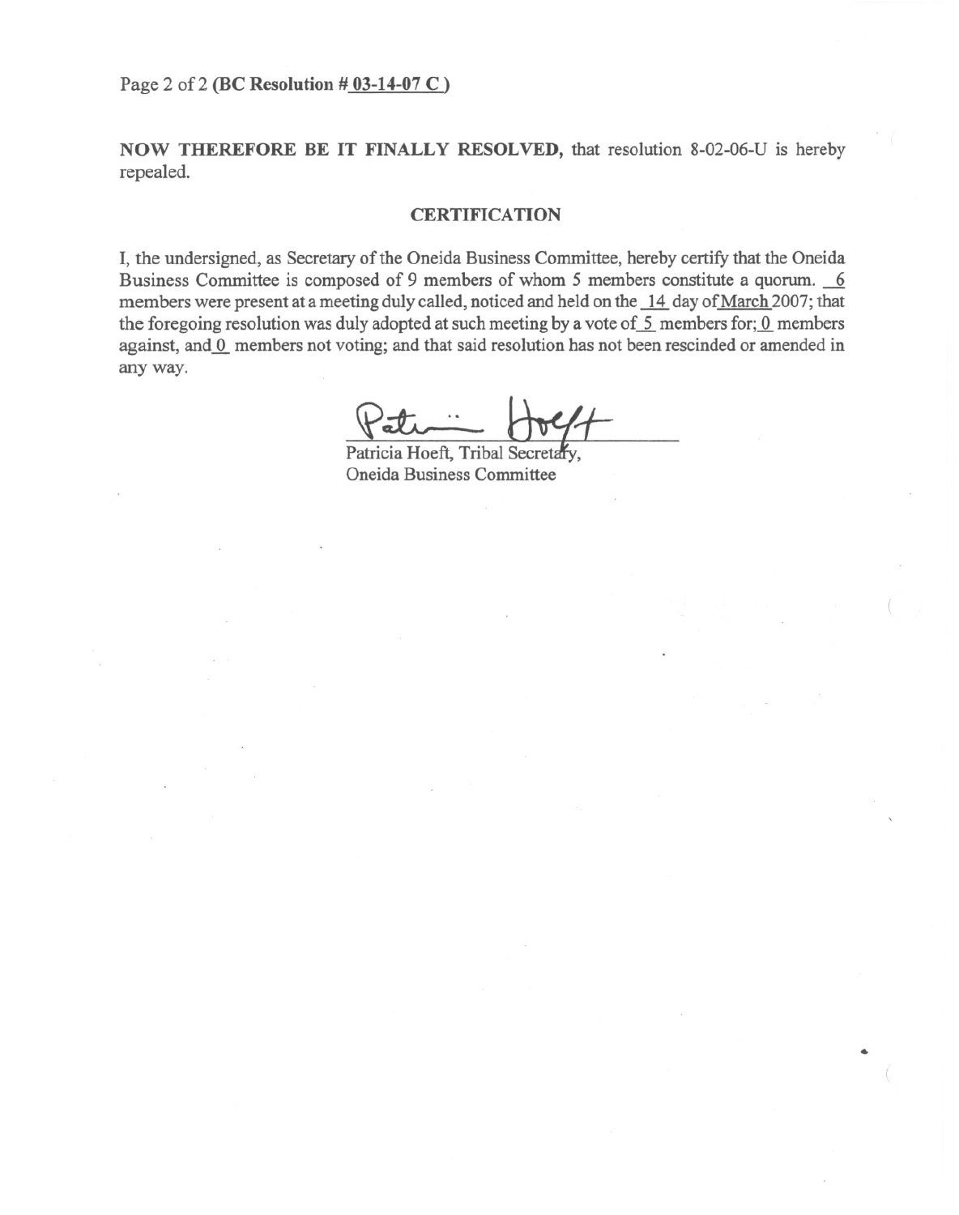**NOW THEREFORE BE IT FINALLY RESOLVED,** that resolution 8-02-06-U is hereby repealed.

## CERTIFICATION

I, the undersigned, as Secretary of the Oneida Business Committee, hereby certify that the Oneida Business Committee is composed of 9 members of whom 5 members constitute a quorum. 6 members were present at a meeting duly called, noticed and held on the 14 day of March 2007; that the foregoing resolution was duly adopted at such meeting by a vote of 5 members for; 0 members against, and 0 members not voting; and that said resolution has not been rescinded or amended in any way.

Patricia Hoeft, Tribal Secretary,
Oneida Business Committee